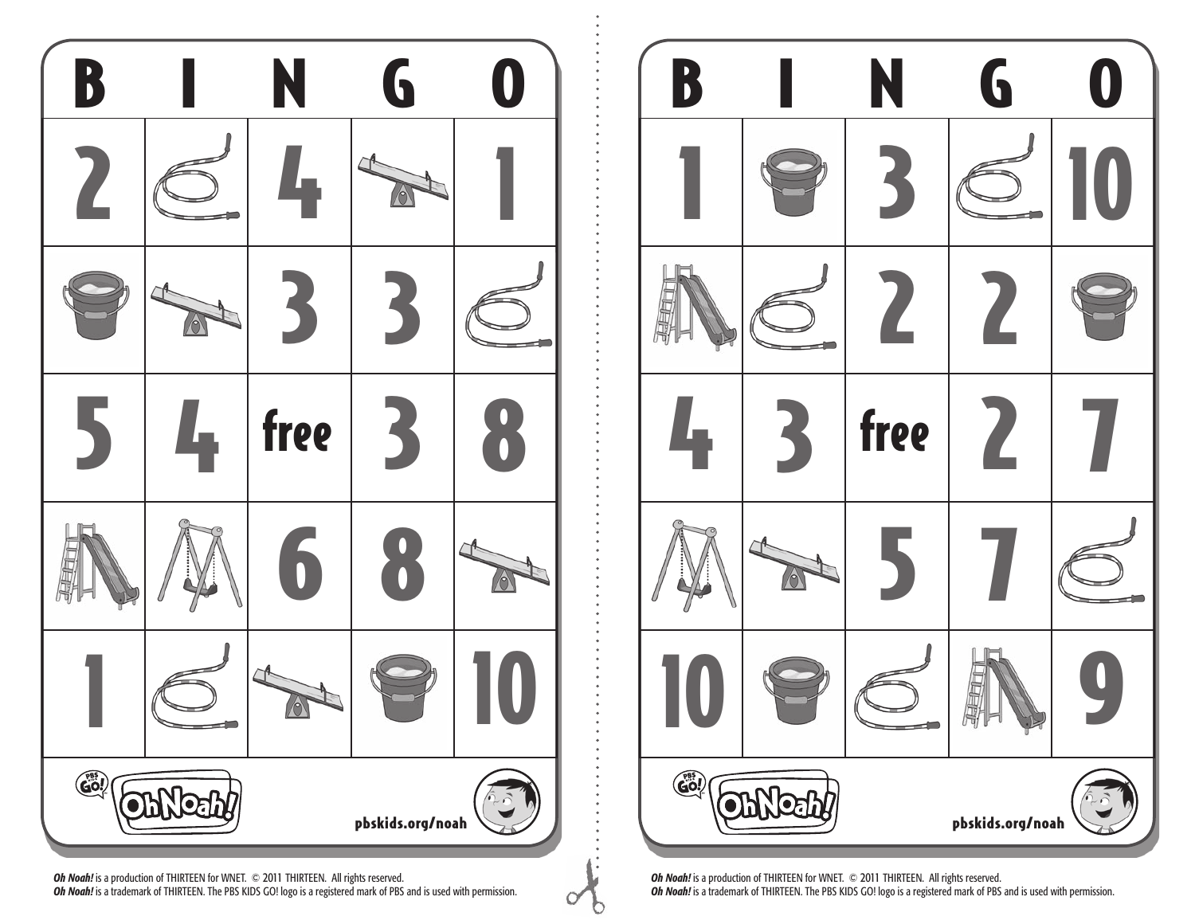| B | I | N | G | O |
|---|---|---|---|---|
| 2 | | 4 | | 1 |
| | | 3 | 3 | |
| 5 | 4 | free | 3 | 8 |
| | | 6 | 8 | |
| 1 | | | | 10 |

pbskids.org/noah

***Oh Noah!*** is a production of THIRTEEN for WNET. © 2011 THIRTEEN. All rights reserved.
***Oh Noah!*** is a trademark of THIRTEEN. The PBS KIDS GO! logo is a registered mark of PBS and is used with permission.

| B | I | N | G | O |
|---|---|---|---|---|
| 1 | | 3 | | 10 |
| | | 2 | 2 | |
| 4 | 3 | free | 2 | 7 |
| | | 5 | 7 | |
| 10 | | | | 9 |

pbskids.org/noah

***Oh Noah!*** is a production of THIRTEEN for WNET. © 2011 THIRTEEN. All rights reserved.
***Oh Noah!*** is a trademark of THIRTEEN. The PBS KIDS GO! logo is a registered mark of PBS and is used with permission.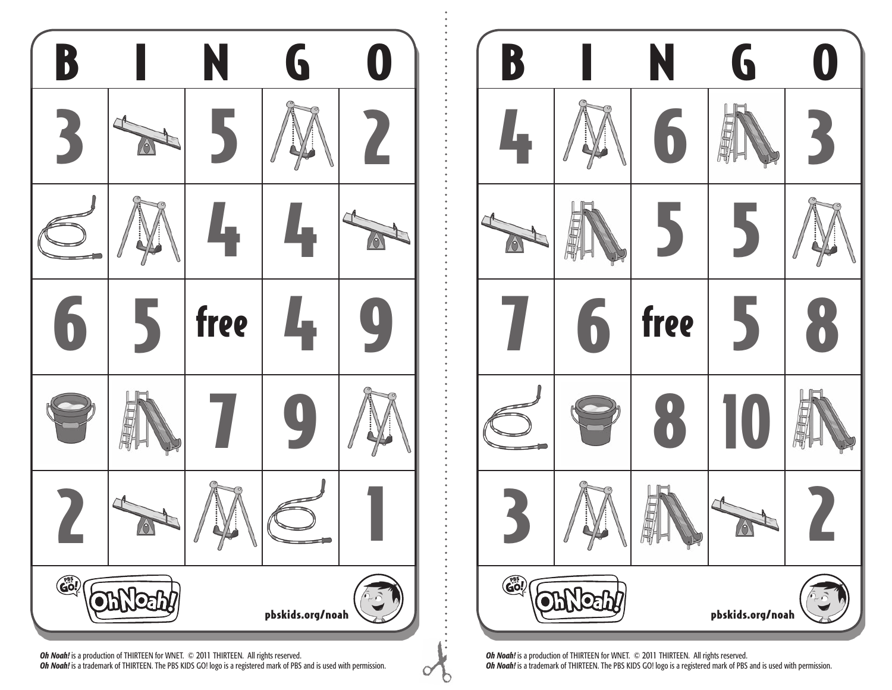| B | I | N | G | O |
|---|---|---|---|---|
| 3 | seesaw | 5 | swing | 2 |
| jump rope | swing | 4 | 4 | seesaw |
| 6 | 5 | free | 4 | 9 |
| bucket | slide | 7 | 9 | swing |
| 2 | seesaw | swing | jump rope | 1 |

pbskids.org/noah

***Oh Noah!*** is a production of THIRTEEN for WNET. © 2011 THIRTEEN. All rights reserved.
***Oh Noah!*** is a trademark of THIRTEEN. The PBS KIDS GO! logo is a registered mark of PBS and is used with permission.

| B | I | N | G | O |
|---|---|---|---|---|
| 4 | swing | 6 | slide | 3 |
| seesaw | slide | 5 | 5 | swing |
| 7 | 6 | free | 5 | 8 |
| jump rope | bucket | 8 | 10 | slide |
| 3 | swing | slide | seesaw | 2 |

pbskids.org/noah

***Oh Noah!*** is a production of THIRTEEN for WNET. © 2011 THIRTEEN. All rights reserved.
***Oh Noah!*** is a trademark of THIRTEEN. The PBS KIDS GO! logo is a registered mark of PBS and is used with permission.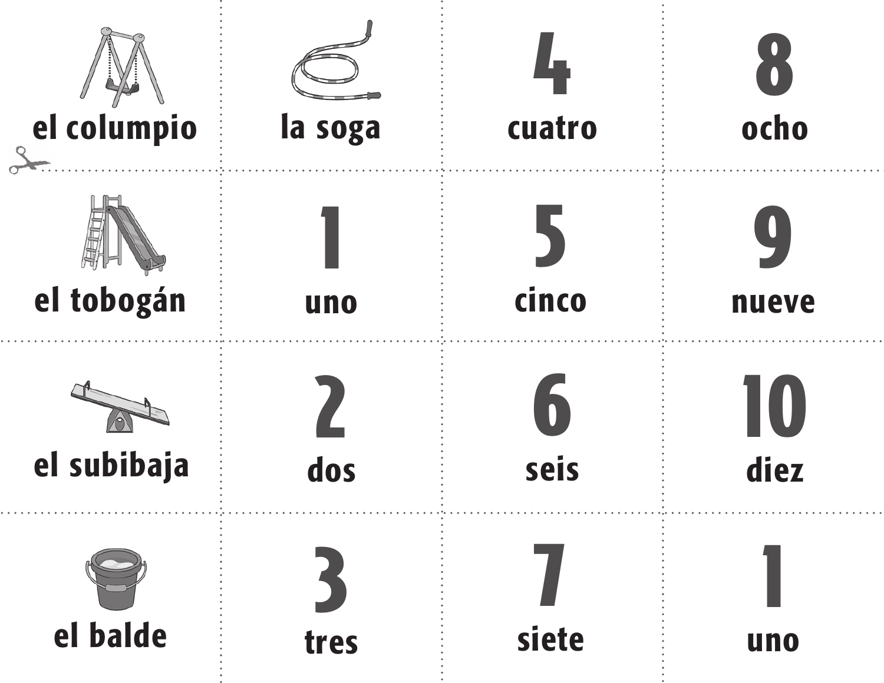| | | | |
|---|---|---|---|
| el columpio | la soga | 4 cuatro | 8 ocho |
| el tobogán | 1 uno | 5 cinco | 9 nueve |
| el subibaja | 2 dos | 6 seis | 10 diez |
| el balde | 3 tres | 7 siete | 1 uno |